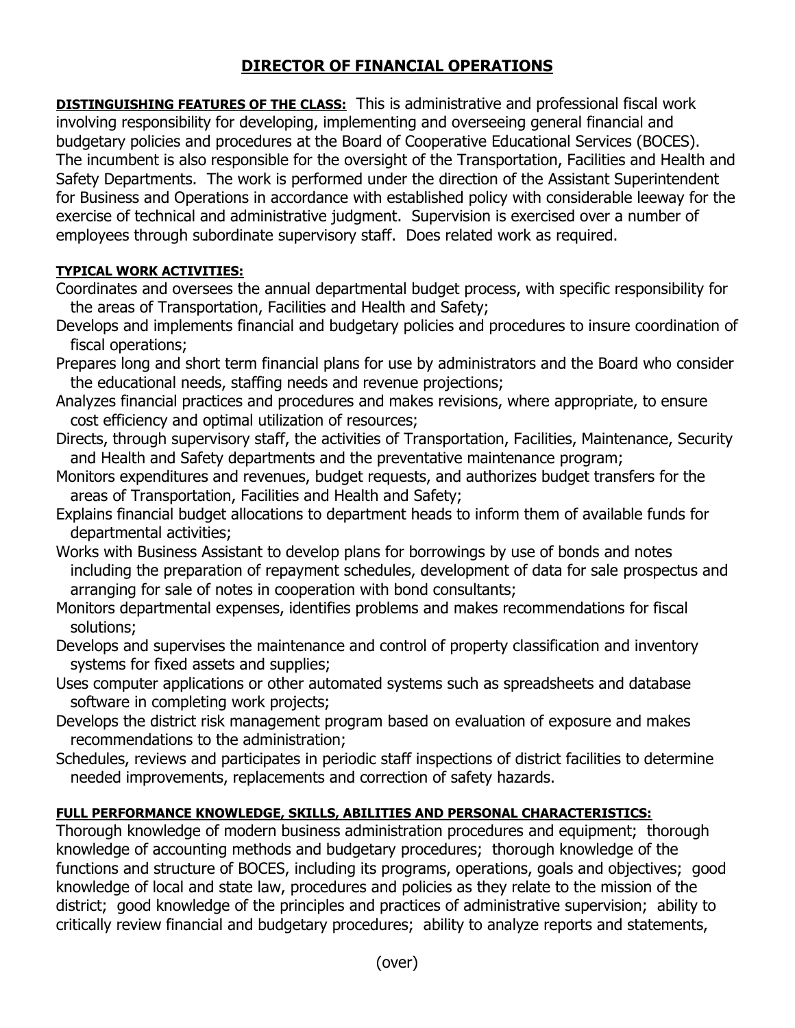# DIRECTOR OF FINANCIAL OPERATIONS

**DISTINGUISHING FEATURES OF THE CLASS:** This is administrative and professional fiscal work involving responsibility for developing, implementing and overseeing general financial and budgetary policies and procedures at the Board of Cooperative Educational Services (BOCES). The incumbent is also responsible for the oversight of the Transportation, Facilities and Health and Safety Departments. The work is performed under the direction of the Assistant Superintendent for Business and Operations in accordance with established policy with considerable leeway for the exercise of technical and administrative judgment. Supervision is exercised over a number of employees through subordinate supervisory staff. Does related work as required.

**TYPICAL WORK ACTIVITIES:**

Coordinates and oversees the annual departmental budget process, with specific responsibility for the areas of Transportation, Facilities and Health and Safety;

Develops and implements financial and budgetary policies and procedures to insure coordination of fiscal operations;

Prepares long and short term financial plans for use by administrators and the Board who consider the educational needs, staffing needs and revenue projections;

Analyzes financial practices and procedures and makes revisions, where appropriate, to ensure cost efficiency and optimal utilization of resources;

Directs, through supervisory staff, the activities of Transportation, Facilities, Maintenance, Security and Health and Safety departments and the preventative maintenance program;

Monitors expenditures and revenues, budget requests, and authorizes budget transfers for the areas of Transportation, Facilities and Health and Safety;

Explains financial budget allocations to department heads to inform them of available funds for departmental activities;

Works with Business Assistant to develop plans for borrowings by use of bonds and notes including the preparation of repayment schedules, development of data for sale prospectus and arranging for sale of notes in cooperation with bond consultants;

Monitors departmental expenses, identifies problems and makes recommendations for fiscal solutions;

Develops and supervises the maintenance and control of property classification and inventory systems for fixed assets and supplies;

Uses computer applications or other automated systems such as spreadsheets and database software in completing work projects;

Develops the district risk management program based on evaluation of exposure and makes recommendations to the administration;

Schedules, reviews and participates in periodic staff inspections of district facilities to determine needed improvements, replacements and correction of safety hazards.

**FULL PERFORMANCE KNOWLEDGE, SKILLS, ABILITIES AND PERSONAL CHARACTERISTICS:**

Thorough knowledge of modern business administration procedures and equipment; thorough knowledge of accounting methods and budgetary procedures; thorough knowledge of the functions and structure of BOCES, including its programs, operations, goals and objectives; good knowledge of local and state law, procedures and policies as they relate to the mission of the district; good knowledge of the principles and practices of administrative supervision; ability to critically review financial and budgetary procedures; ability to analyze reports and statements,

(over)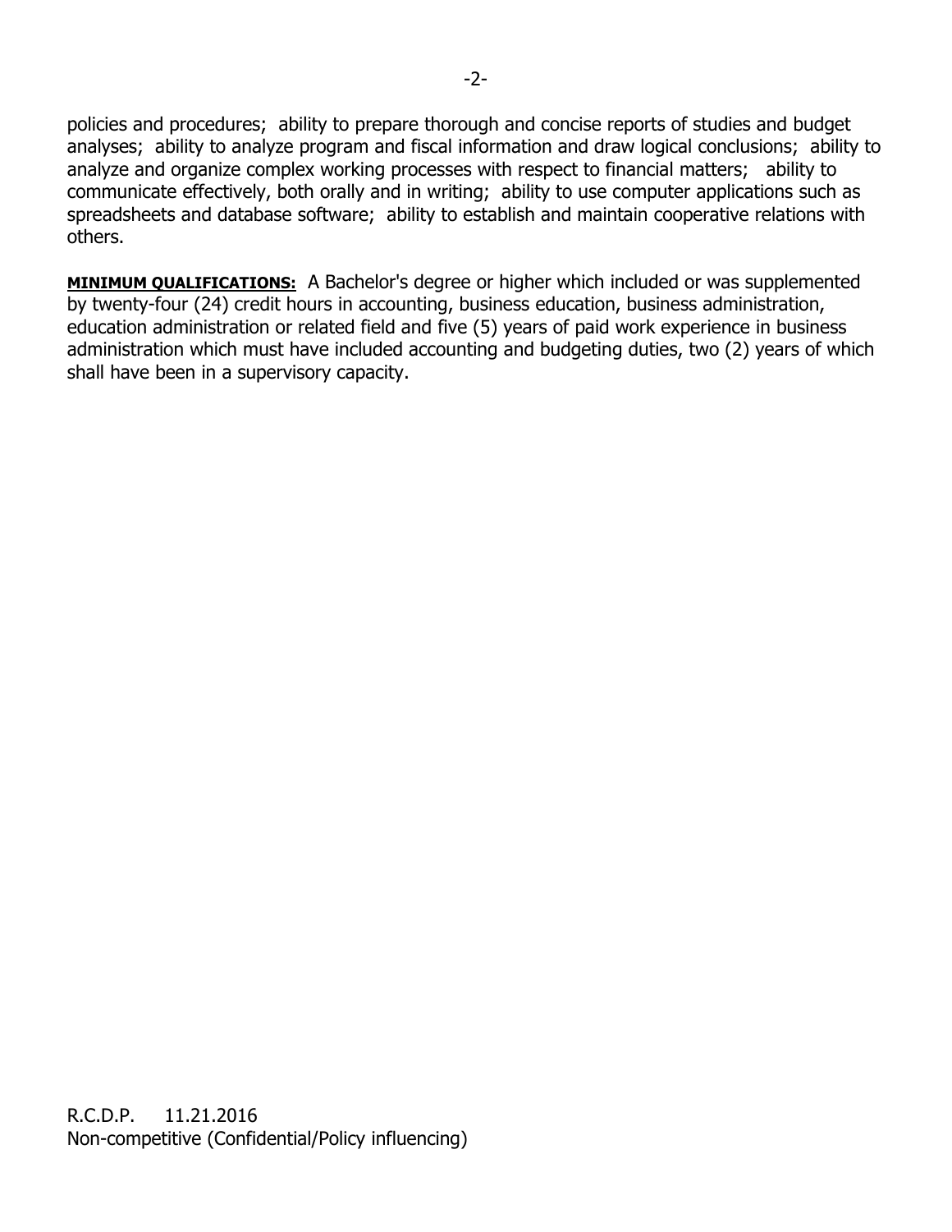policies and procedures; ability to prepare thorough and concise reports of studies and budget analyses; ability to analyze program and fiscal information and draw logical conclusions; ability to analyze and organize complex working processes with respect to financial matters; ability to communicate effectively, both orally and in writing; ability to use computer applications such as spreadsheets and database software; ability to establish and maintain cooperative relations with others.

**MINIMUM QUALIFICATIONS:** A Bachelor's degree or higher which included or was supplemented by twenty-four (24) credit hours in accounting, business education, business administration, education administration or related field and five (5) years of paid work experience in business administration which must have included accounting and budgeting duties, two (2) years of which shall have been in a supervisory capacity.

R.C.D.P. 11.21.2016
Non-competitive (Confidential/Policy influencing)